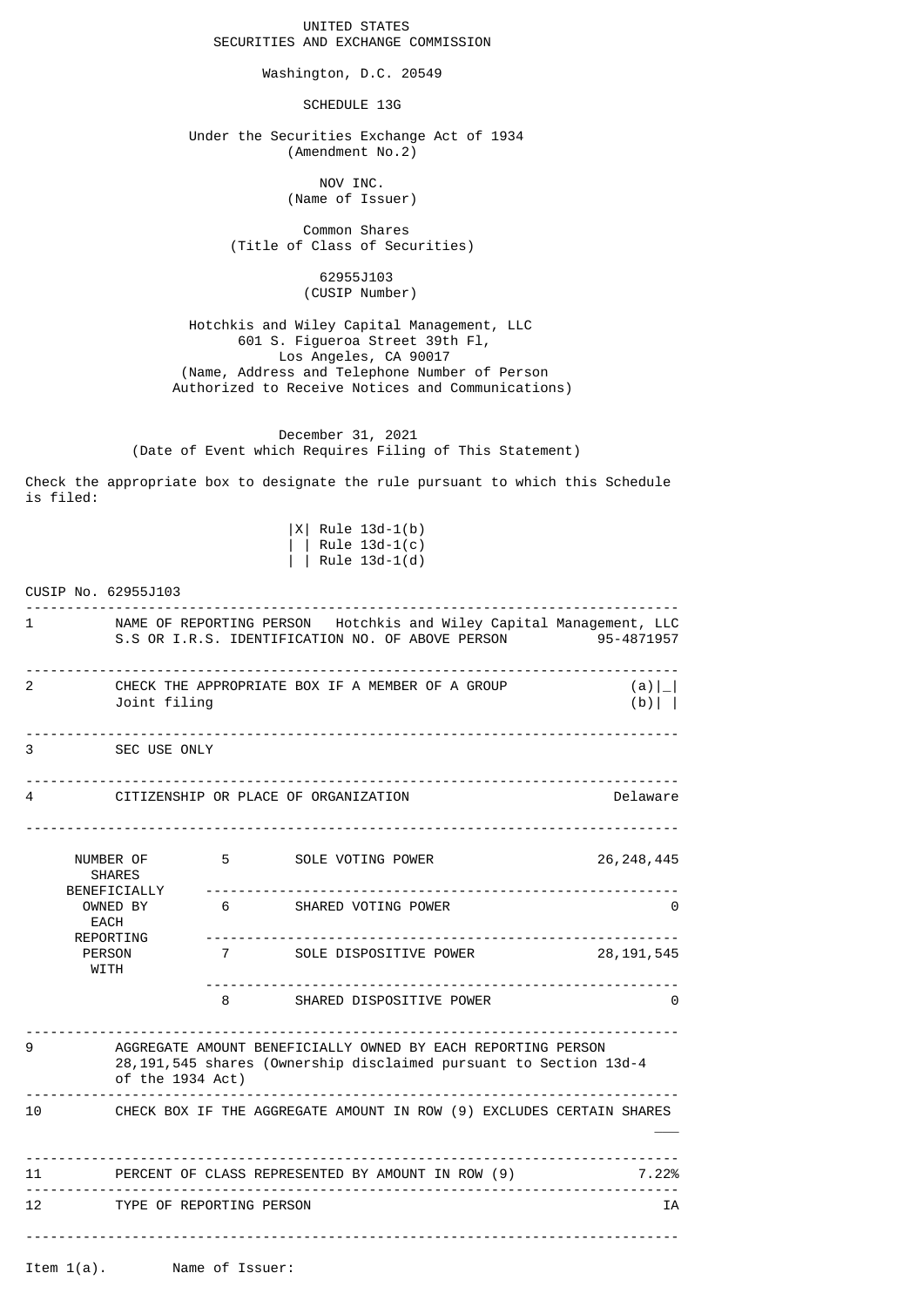UNITED STATES
SECURITIES AND EXCHANGE COMMISSION

Washington, D.C. 20549

# SCHEDULE 13G

Under the Securities Exchange Act of 1934
(Amendment No.2)

NOV INC.
(Name of Issuer)

Common Shares
(Title of Class of Securities)

62955J103
(CUSIP Number)

Hotchkis and Wiley Capital Management, LLC
601 S. Figueroa Street 39th Fl,
Los Angeles, CA 90017
(Name, Address and Telephone Number of Person
Authorized to Receive Notices and Communications)

December 31, 2021
(Date of Event which Requires Filing of This Statement)

Check the appropriate box to designate the rule pursuant to which this Schedule is filed:

|X| Rule 13d-1(b)
| | Rule 13d-1(c)
| | Rule 13d-1(d)

CUSIP No. 62955J103

| | | | |
|---|---|---|---|
| 1 | NAME OF REPORTING PERSON Hotchkis and Wiley Capital Management, LLC<br>S.S OR I.R.S. IDENTIFICATION NO. OF ABOVE PERSON | | 95-4871957 |
| 2 | CHECK THE APPROPRIATE BOX IF A MEMBER OF A GROUP<br>Joint filing | | (a)\|_\|<br>(b)\| \| |
| 3 | SEC USE ONLY | | |
| 4 | CITIZENSHIP OR PLACE OF ORGANIZATION | | Delaware |
| NUMBER OF SHARES BENEFICIALLY OWNED BY EACH REPORTING PERSON WITH | 5 | SOLE VOTING POWER | 26,248,445 |
| | 6 | SHARED VOTING POWER | 0 |
| | 7 | SOLE DISPOSITIVE POWER | 28,191,545 |
| | 8 | SHARED DISPOSITIVE POWER | 0 |
| 9 | AGGREGATE AMOUNT BENEFICIALLY OWNED BY EACH REPORTING PERSON<br>28,191,545 shares (Ownership disclaimed pursuant to Section 13d-4 of the 1934 Act) | | |
| 10 | CHECK BOX IF THE AGGREGATE AMOUNT IN ROW (9) EXCLUDES CERTAIN SHARES | | ___ |
| 11 | PERCENT OF CLASS REPRESENTED BY AMOUNT IN ROW (9) | | 7.22% |
| 12 | TYPE OF REPORTING PERSON | | IA |

Item 1(a). Name of Issuer: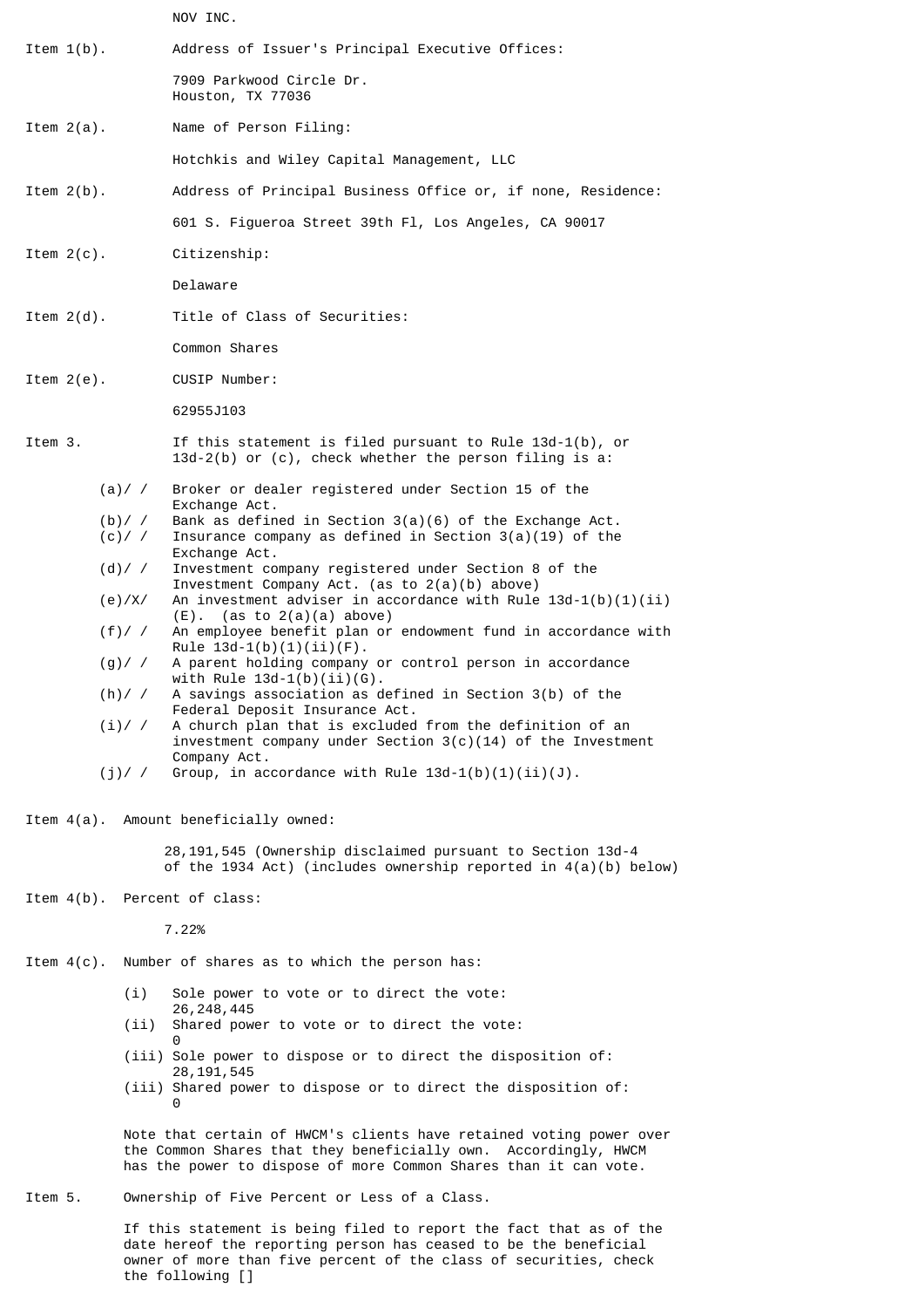NOV INC.

Item 1(b). Address of Issuer's Principal Executive Offices:

7909 Parkwood Circle Dr.
Houston, TX 77036

Item 2(a). Name of Person Filing:

Hotchkis and Wiley Capital Management, LLC

Item 2(b). Address of Principal Business Office or, if none, Residence:

601 S. Figueroa Street 39th Fl, Los Angeles, CA 90017

Item 2(c). Citizenship:

Delaware

Item 2(d). Title of Class of Securities:

Common Shares

Item 2(e). CUSIP Number:

62955J103

Item 3. If this statement is filed pursuant to Rule 13d-1(b), or 13d-2(b) or (c), check whether the person filing is a:

- (a)/ / Broker or dealer registered under Section 15 of the Exchange Act.
- (b)/ / Bank as defined in Section 3(a)(6) of the Exchange Act.
- (c)/ / Insurance company as defined in Section 3(a)(19) of the Exchange Act.
- (d)/ / Investment company registered under Section 8 of the Investment Company Act. (as to 2(a)(b) above)
- (e)/X/ An investment adviser in accordance with Rule 13d-1(b)(1)(ii)(E). (as to 2(a)(a) above)
- (f)/ / An employee benefit plan or endowment fund in accordance with Rule 13d-1(b)(1)(ii)(F).
- (g)/ / A parent holding company or control person in accordance with Rule 13d-1(b)(ii)(G).
- (h)/ / A savings association as defined in Section 3(b) of the Federal Deposit Insurance Act.
- (i)/ / A church plan that is excluded from the definition of an investment company under Section 3(c)(14) of the Investment Company Act.
- (j)/ / Group, in accordance with Rule 13d-1(b)(1)(ii)(J).

Item 4(a). Amount beneficially owned:

28,191,545 (Ownership disclaimed pursuant to Section 13d-4 of the 1934 Act) (includes ownership reported in 4(a)(b) below)

Item 4(b). Percent of class:

7.22%

Item 4(c). Number of shares as to which the person has:

- (i) Sole power to vote or to direct the vote: 26,248,445
- (ii) Shared power to vote or to direct the vote: 0
- (iii) Sole power to dispose or to direct the disposition of: 28,191,545
- (iii) Shared power to dispose or to direct the disposition of: 0

Note that certain of HWCM's clients have retained voting power over the Common Shares that they beneficially own. Accordingly, HWCM has the power to dispose of more Common Shares than it can vote.

Item 5. Ownership of Five Percent or Less of a Class.

If this statement is being filed to report the fact that as of the date hereof the reporting person has ceased to be the beneficial owner of more than five percent of the class of securities, check the following []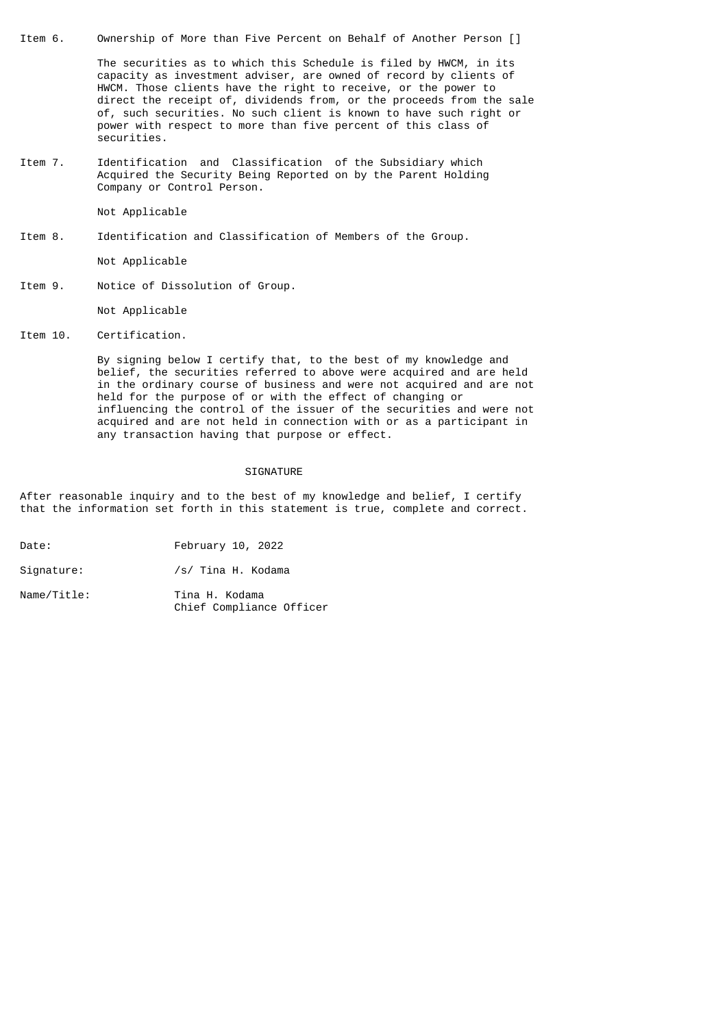Item 6. Ownership of More than Five Percent on Behalf of Another Person []

The securities as to which this Schedule is filed by HWCM, in its capacity as investment adviser, are owned of record by clients of HWCM. Those clients have the right to receive, or the power to direct the receipt of, dividends from, or the proceeds from the sale of, such securities. No such client is known to have such right or power with respect to more than five percent of this class of securities.

Item 7. Identification and Classification of the Subsidiary which Acquired the Security Being Reported on by the Parent Holding Company or Control Person.

Not Applicable

Item 8. Identification and Classification of Members of the Group.

Not Applicable

Item 9. Notice of Dissolution of Group.

Not Applicable

Item 10. Certification.

By signing below I certify that, to the best of my knowledge and belief, the securities referred to above were acquired and are held in the ordinary course of business and were not acquired and are not held for the purpose of or with the effect of changing or influencing the control of the issuer of the securities and were not acquired and are not held in connection with or as a participant in any transaction having that purpose or effect.

SIGNATURE

After reasonable inquiry and to the best of my knowledge and belief, I certify that the information set forth in this statement is true, complete and correct.

Date: February 10, 2022

Signature: /s/ Tina H. Kodama

Name/Title: Tina H. Kodama
Chief Compliance Officer